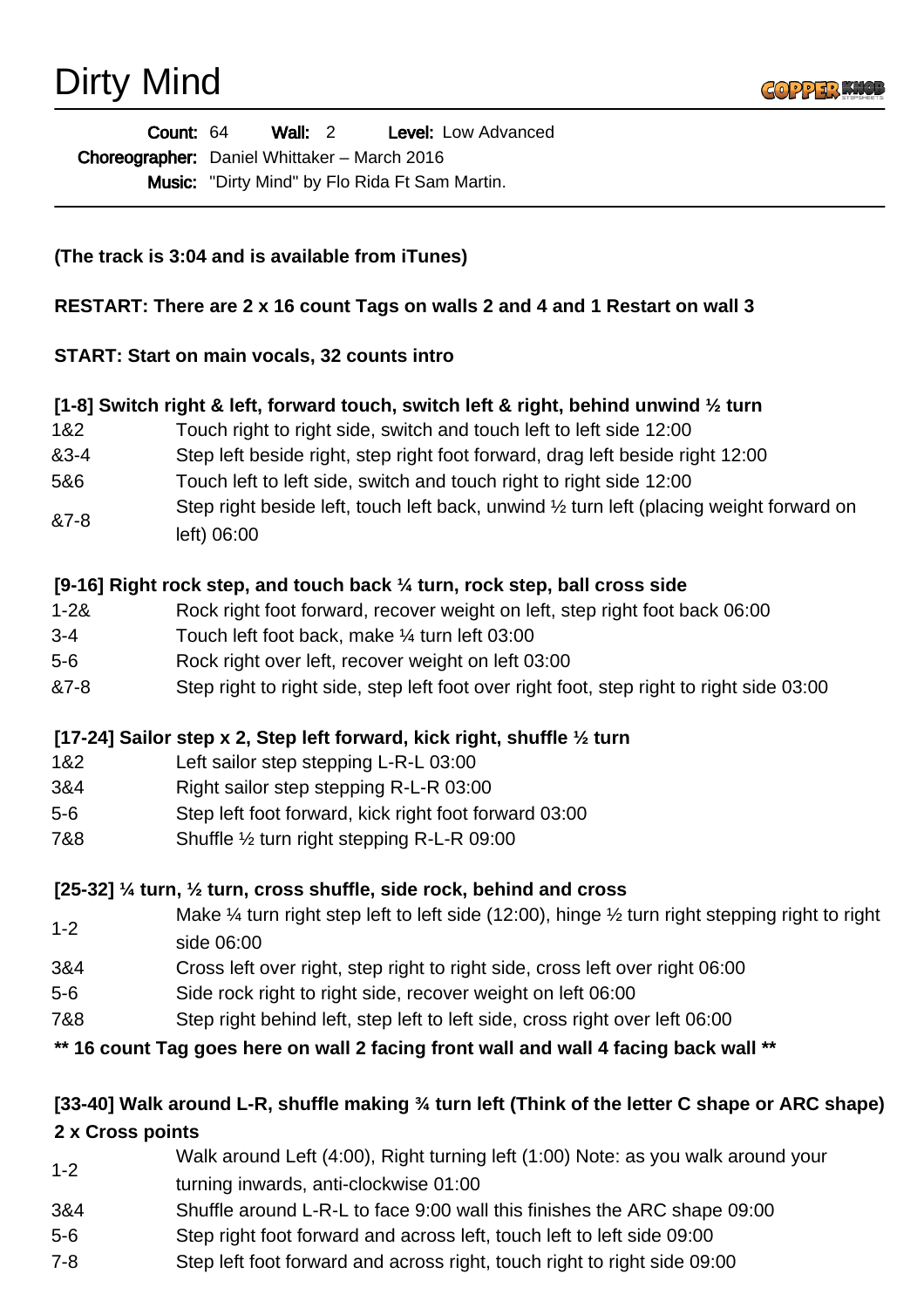# Dirty Mind

**Count:** 64 **Wall:** 2 **Level:** Low Advanced
**Choreographer:** Daniel Whittaker – March 2016
**Music:** "Dirty Mind" by Flo Rida Ft Sam Martin.

---

**(The track is 3:04 and is available from iTunes)**

**RESTART: There are 2 x 16 count Tags on walls 2 and 4 and 1 Restart on wall 3**

**START: Start on main vocals, 32 counts intro**

**[1-8] Switch right & left, forward touch, switch left & right, behind unwind ½ turn**

| | |
|---|---|
| 1&2 | Touch right to right side, switch and touch left to left side 12:00 |
| &3-4 | Step left beside right, step right foot forward, drag left beside right 12:00 |
| 5&6 | Touch left to left side, switch and touch right to right side 12:00 |
| &7-8 | Step right beside left, touch left back, unwind ½ turn left (placing weight forward on left) 06:00 |

**[9-16] Right rock step, and touch back ¼ turn, rock step, ball cross side**

| | |
|---|---|
| 1-2& | Rock right foot forward, recover weight on left, step right foot back 06:00 |
| 3-4 | Touch left foot back, make ¼ turn left 03:00 |
| 5-6 | Rock right over left, recover weight on left 03:00 |
| &7-8 | Step right to right side, step left foot over right foot, step right to right side 03:00 |

**[17-24] Sailor step x 2, Step left forward, kick right, shuffle ½ turn**

| | |
|---|---|
| 1&2 | Left sailor step stepping L-R-L 03:00 |
| 3&4 | Right sailor step stepping R-L-R 03:00 |
| 5-6 | Step left foot forward, kick right foot forward 03:00 |
| 7&8 | Shuffle ½ turn right stepping R-L-R 09:00 |

**[25-32] ¼ turn, ½ turn, cross shuffle, side rock, behind and cross**

| | |
|---|---|
| 1-2 | Make ¼ turn right step left to left side (12:00), hinge ½ turn right stepping right to right side 06:00 |
| 3&4 | Cross left over right, step right to right side, cross left over right 06:00 |
| 5-6 | Side rock right to right side, recover weight on left 06:00 |
| 7&8 | Step right behind left, step left to left side, cross right over left 06:00 |

**\*\* 16 count Tag goes here on wall 2 facing front wall and wall 4 facing back wall \*\***

**[33-40] Walk around L-R, shuffle making ¾ turn left (Think of the letter C shape or ARC shape) 2 x Cross points**

| | |
|---|---|
| 1-2 | Walk around Left (4:00), Right turning left (1:00) Note: as you walk around your turning inwards, anti-clockwise 01:00 |
| 3&4 | Shuffle around L-R-L to face 9:00 wall this finishes the ARC shape 09:00 |
| 5-6 | Step right foot forward and across left, touch left to left side 09:00 |
| 7-8 | Step left foot forward and across right, touch right to right side 09:00 |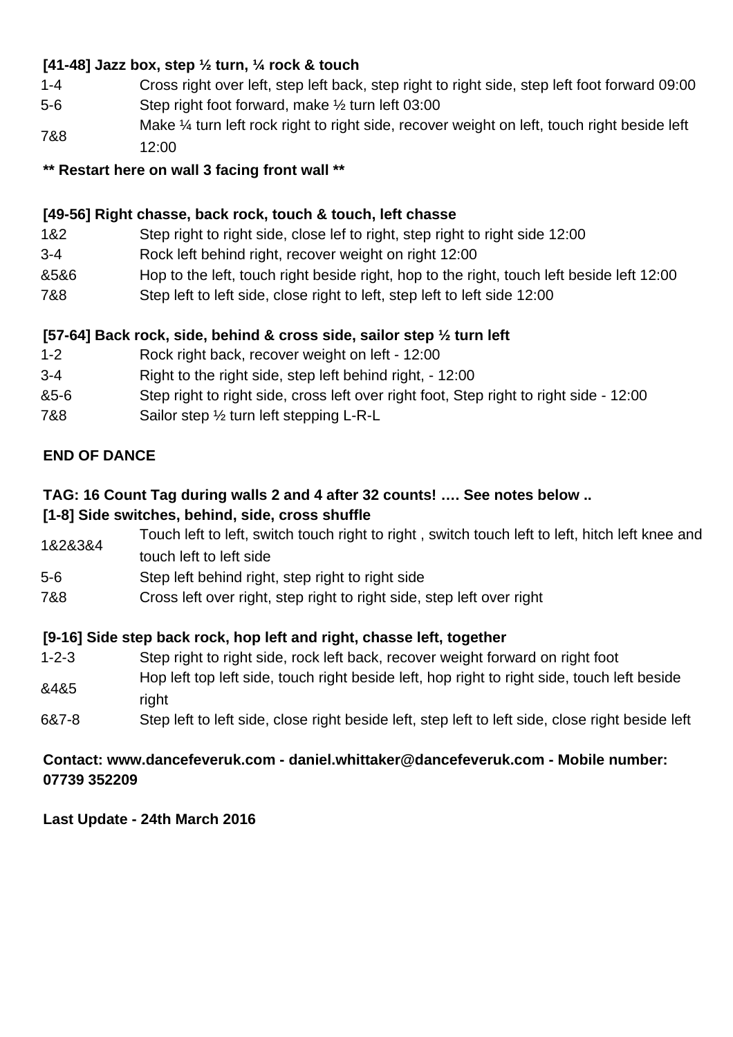**[41-48] Jazz box, step ½ turn, ¼ rock & touch**

| | |
|---|---|
| 1-4 | Cross right over left, step left back, step right to right side, step left foot forward 09:00 |
| 5-6 | Step right foot forward, make ½ turn left 03:00 |
| 7&8 | Make ¼ turn left rock right to right side, recover weight on left, touch right beside left 12:00 |

**\*\* Restart here on wall 3 facing front wall \*\***

**[49-56] Right chasse, back rock, touch & touch, left chasse**

| | |
|---|---|
| 1&2 | Step right to right side, close lef to right, step right to right side 12:00 |
| 3-4 | Rock left behind right, recover weight on right 12:00 |
| &5&6 | Hop to the left, touch right beside right, hop to the right, touch left beside left 12:00 |
| 7&8 | Step left to left side, close right to left, step left to left side 12:00 |

**[57-64] Back rock, side, behind & cross side, sailor step ½ turn left**

| | |
|---|---|
| 1-2 | Rock right back, recover weight on left - 12:00 |
| 3-4 | Right to the right side, step left behind right, - 12:00 |
| &5-6 | Step right to right side, cross left over right foot, Step right to right side - 12:00 |
| 7&8 | Sailor step ½ turn left stepping L-R-L |

**END OF DANCE**

**TAG: 16 Count Tag during walls 2 and 4 after 32 counts! …. See notes below ..**
**[1-8] Side switches, behind, side, cross shuffle**

| | |
|---|---|
| 1&2&3&4 | Touch left to left, switch touch right to right , switch touch left to left, hitch left knee and touch left to left side |
| 5-6 | Step left behind right, step right to right side |
| 7&8 | Cross left over right, step right to right side, step left over right |

**[9-16] Side step back rock, hop left and right, chasse left, together**

| | |
|---|---|
| 1-2-3 | Step right to right side, rock left back, recover weight forward on right foot |
| &4&5 | Hop left top left side, touch right beside left, hop right to right side, touch left beside right |
| 6&7-8 | Step left to left side, close right beside left, step left to left side, close right beside left |

**Contact: www.dancefeveruk.com - daniel.whittaker@dancefeveruk.com - Mobile number: 07739 352209**

**Last Update - 24th March 2016**